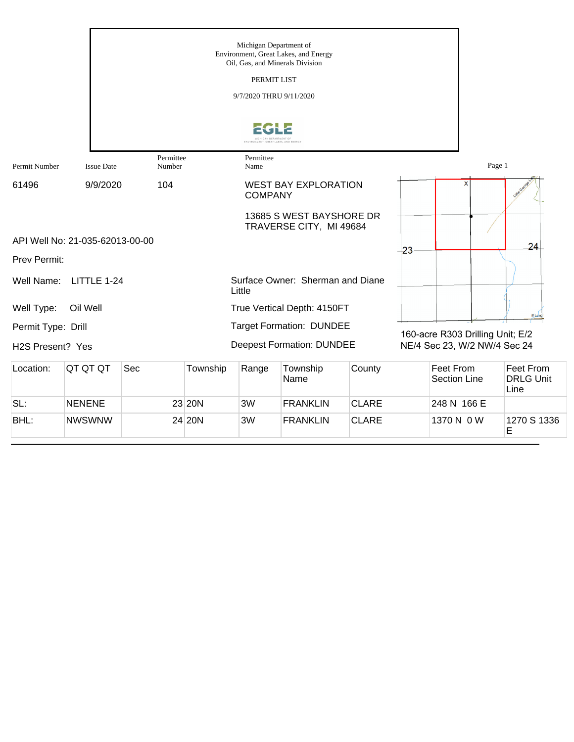Michigan Department of
Environment, Great Lakes, and Energy
Oil, Gas, and Minerals Division

PERMIT LIST

9/7/2020 THRU 9/11/2020

| Permit Number | Issue Date | Permittee Number | Permittee Name |
|---|---|---|---|
| 61496 | 9/9/2020 | 104 | WEST BAY EXPLORATION COMPANY<br>13685 S WEST BAYSHORE DR<br>TRAVERSE CITY, MI 49684 |

API Well No: 21-035-62013-00-00

Prev Permit:

Well Name: LITTLE 1-24

Well Type: Oil Well

Permit Type: Drill

H2S Present? Yes

Surface Owner: Sherman and Diane Little

True Vertical Depth: 4150FT

Target Formation: DUNDEE

Deepest Formation: DUNDEE

160-acre R303 Drilling Unit; E/2 NE/4 Sec 23, W/2 NW/4 Sec 24

| Location: | QT QT QT | Sec | Township | Range | Township Name | County | Feet From Section Line | Feet From DRLG Unit Line |
|---|---|---|---|---|---|---|---|---|
| SL: | NENENE | 23 | 20N | 3W | FRANKLIN | CLARE | 248 N 166 E | |
| BHL: | NWSWNW | 24 | 20N | 3W | FRANKLIN | CLARE | 1370 N 0 W | 1270 S 1336 E |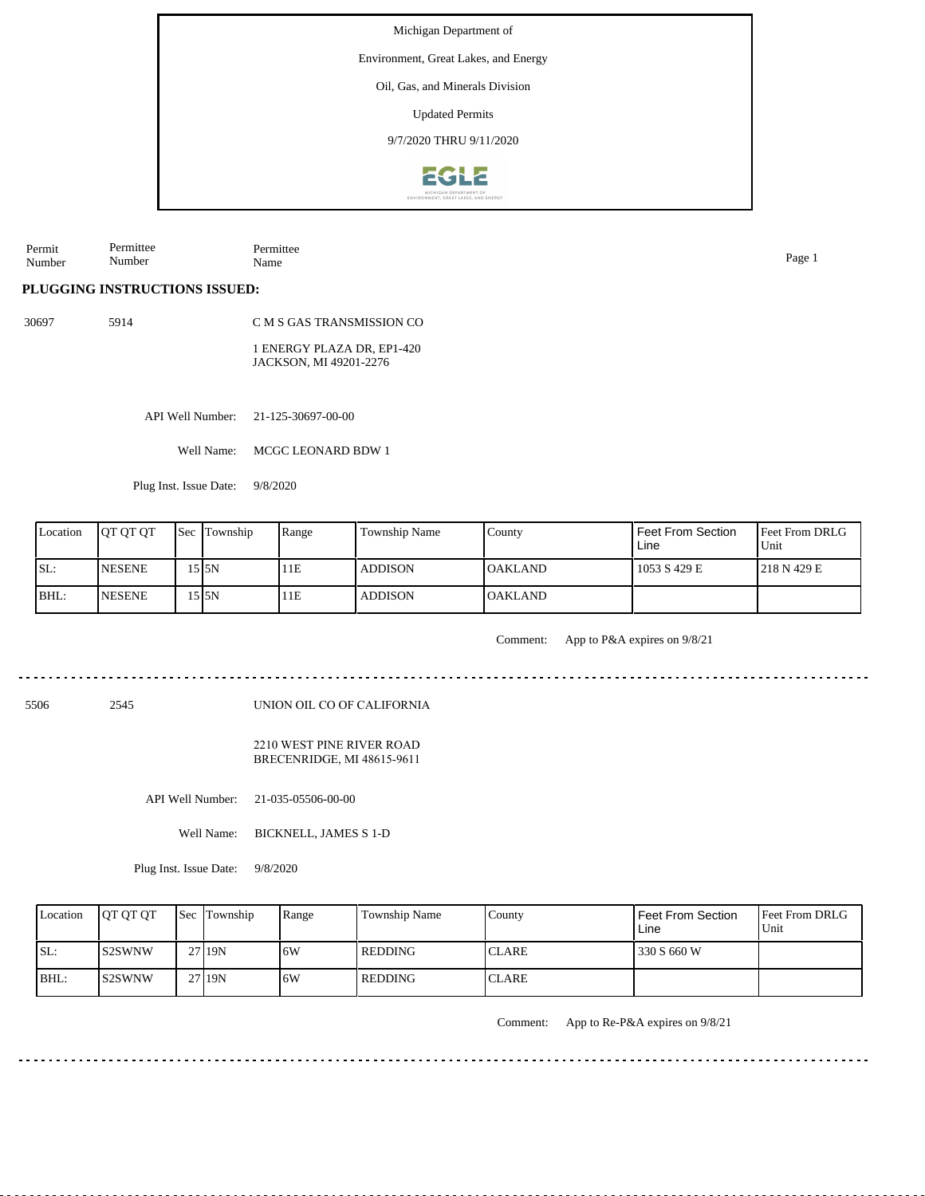Michigan Department of

Environment, Great Lakes, and Energy

Oil, Gas, and Minerals Division

Updated Permits

9/7/2020 THRU 9/11/2020

| Permit Number | Permittee Number | Permittee Name |
|---|---|---|

## PLUGGING INSTRUCTIONS ISSUED:

30697 5914 C M S GAS TRANSMISSION CO

1 ENERGY PLAZA DR, EP1-420
JACKSON, MI 49201-2276

API Well Number: 21-125-30697-00-00

Well Name: MCGC LEONARD BDW 1

Plug Inst. Issue Date: 9/8/2020

| Location | QT QT QT | Sec | Township | Range | Township Name | County | Feet From Section Line | Feet From DRLG Unit |
|---|---|---|---|---|---|---|---|---|
| SL: | NESENE | 15 | 5N | 11E | ADDISON | OAKLAND | 1053 S 429 E | 218 N 429 E |
| BHL: | NESENE | 15 | 5N | 11E | ADDISON | OAKLAND | | |

Comment: App to P&A expires on 9/8/21

---

5506 2545 UNION OIL CO OF CALIFORNIA

2210 WEST PINE RIVER ROAD
BRECENRIDGE, MI 48615-9611

API Well Number: 21-035-05506-00-00

Well Name: BICKNELL, JAMES S 1-D

Plug Inst. Issue Date: 9/8/2020

| Location | QT QT QT | Sec | Township | Range | Township Name | County | Feet From Section Line | Feet From DRLG Unit |
|---|---|---|---|---|---|---|---|---|
| SL: | S2SWNW | 27 | 19N | 6W | REDDING | CLARE | 330 S 660 W | |
| BHL: | S2SWNW | 27 | 19N | 6W | REDDING | CLARE | | |

Comment: App to Re-P&A expires on 9/8/21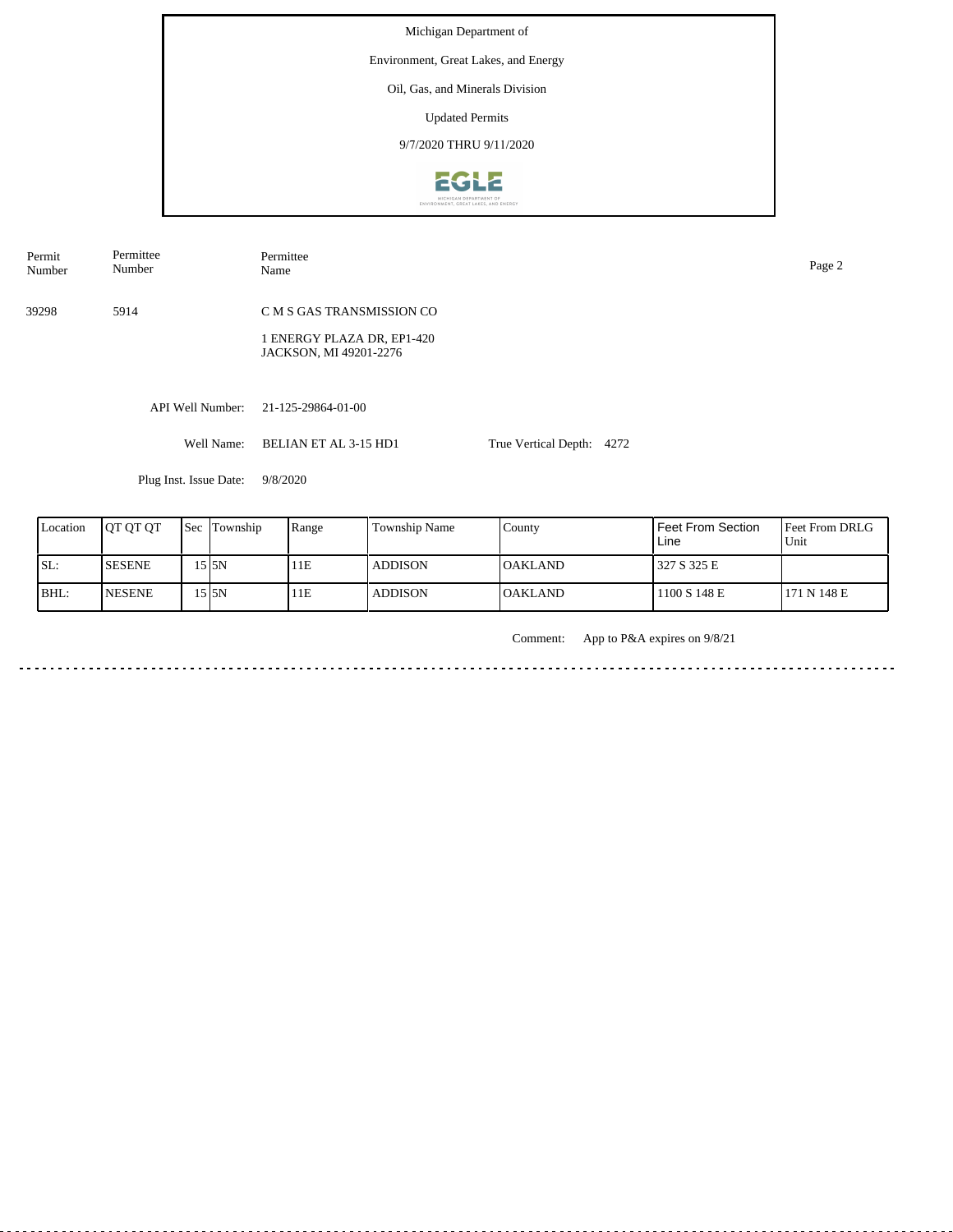Michigan Department of

Environment, Great Lakes, and Energy

Oil, Gas, and Minerals Division

Updated Permits

9/7/2020 THRU 9/11/2020

| Permit Number | Permittee Number | Permittee Name |
|---|---|---|
| 39298 | 5914 | C M S GAS TRANSMISSION CO<br>1 ENERGY PLAZA DR, EP1-420<br>JACKSON, MI 49201-2276 |

API Well Number: 21-125-29864-01-00

Well Name: BELIAN ET AL 3-15 HD1

True Vertical Depth: 4272

Plug Inst. Issue Date: 9/8/2020

| Location | QT QT QT | Sec | Township | Range | Township Name | County | Feet From Section Line | Feet From DRLG Unit |
|---|---|---|---|---|---|---|---|---|
| SL: | SESENE | 15 | 5N | 11E | ADDISON | OAKLAND | 327 S 325 E | |
| BHL: | NESENE | 15 | 5N | 11E | ADDISON | OAKLAND | 1100 S 148 E | 171 N 148 E |

Comment: App to P&A expires on 9/8/21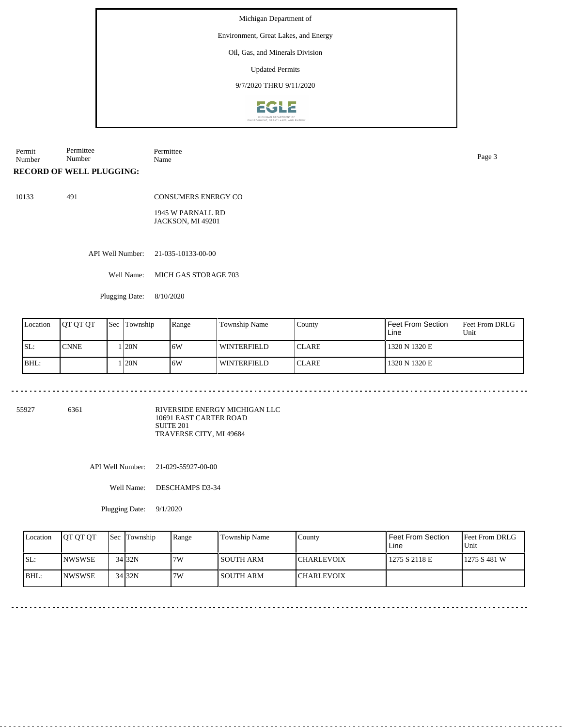Michigan Department of

Environment, Great Lakes, and Energy

Oil, Gas, and Minerals Division

Updated Permits

9/7/2020 THRU 9/11/2020

| Permit Number | Permittee Number | Permittee Name |
|---|---|---|

**RECORD OF WELL PLUGGING:**

10133 491 CONSUMERS ENERGY CO

1945 W PARNALL RD
JACKSON, MI 49201

API Well Number: 21-035-10133-00-00

Well Name: MICH GAS STORAGE 703

Plugging Date: 8/10/2020

| Location | QT QT QT | Sec | Township | Range | Township Name | County | Feet From Section Line | Feet From DRLG Unit |
|---|---|---|---|---|---|---|---|---|
| SL: | CNNE | 1 | 20N | 6W | WINTERFIELD | CLARE | 1320 N 1320 E | |
| BHL: | | 1 | 20N | 6W | WINTERFIELD | CLARE | 1320 N 1320 E | |

55927 6361 RIVERSIDE ENERGY MICHIGAN LLC
10691 EAST CARTER ROAD
SUITE 201
TRAVERSE CITY, MI 49684

API Well Number: 21-029-55927-00-00

Well Name: DESCHAMPS D3-34

Plugging Date: 9/1/2020

| Location | QT QT QT | Sec | Township | Range | Township Name | County | Feet From Section Line | Feet From DRLG Unit |
|---|---|---|---|---|---|---|---|---|
| SL: | NWSWSE | 34 | 32N | 7W | SOUTH ARM | CHARLEVOIX | 1275 S 2118 E | 1275 S 481 W |
| BHL: | NWSWSE | 34 | 32N | 7W | SOUTH ARM | CHARLEVOIX | | |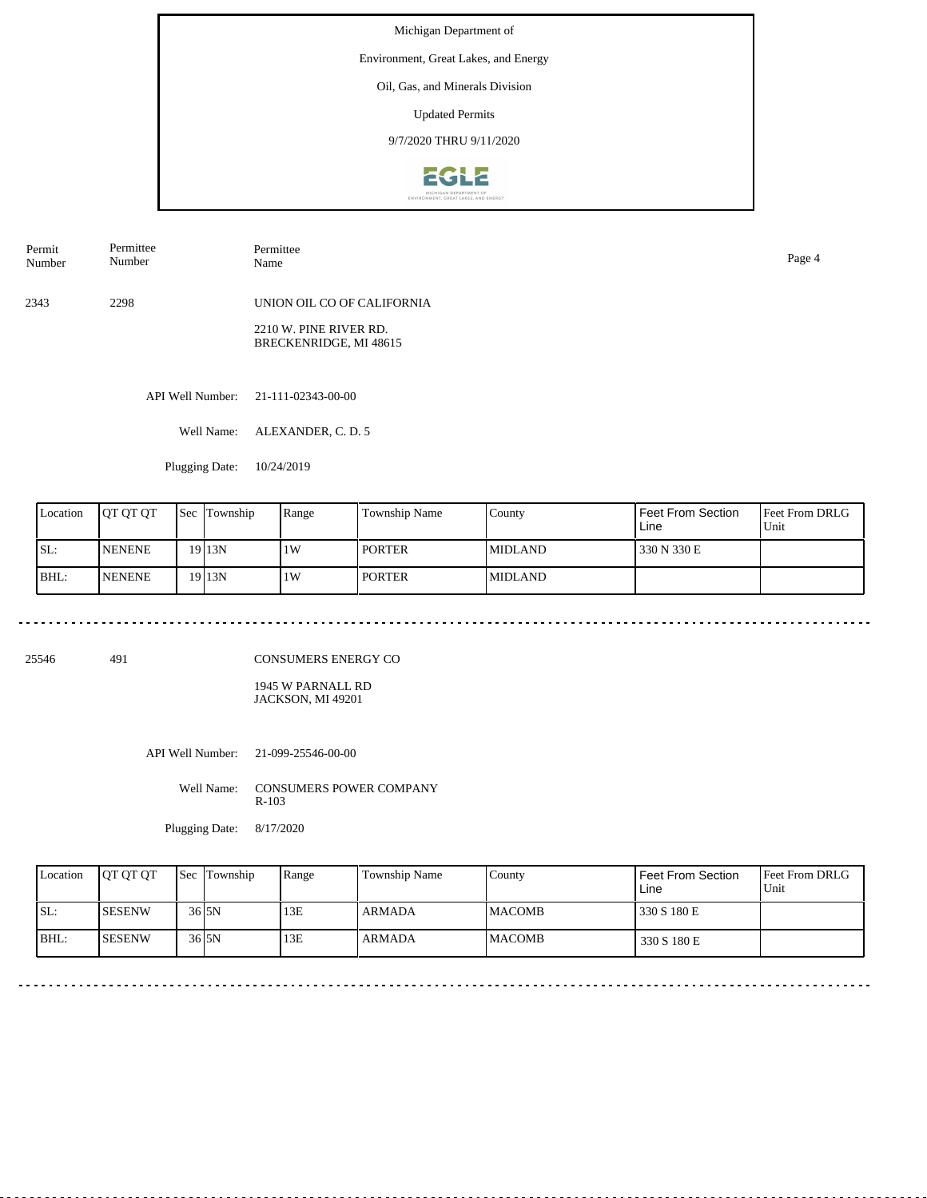Michigan Department of

Environment, Great Lakes, and Energy

Oil, Gas, and Minerals Division

Updated Permits

9/7/2020 THRU 9/11/2020

| Permit Number | Permittee Number | Permittee Name |
|---|---|---|
| 2343 | 2298 | UNION OIL CO OF CALIFORNIA<br>2210 W. PINE RIVER RD.<br>BRECKENRIDGE, MI 48615 |

API Well Number: 21-111-02343-00-00

Well Name: ALEXANDER, C. D. 5

Plugging Date: 10/24/2019

| Location | QT QT QT | Sec | Township | Range | Township Name | County | Feet From Section Line | Feet From DRLG Unit |
|---|---|---|---|---|---|---|---|---|
| SL: | NENENE | 19 | 13N | 1W | PORTER | MIDLAND | 330 N 330 E | |
| BHL: | NENENE | 19 | 13N | 1W | PORTER | MIDLAND | | |

---

| Permit Number | Permittee Number | Permittee Name |
|---|---|---|
| 25546 | 491 | CONSUMERS ENERGY CO<br>1945 W PARNALL RD<br>JACKSON, MI 49201 |

API Well Number: 21-099-25546-00-00

Well Name: CONSUMERS POWER COMPANY R-103

Plugging Date: 8/17/2020

| Location | QT QT QT | Sec | Township | Range | Township Name | County | Feet From Section Line | Feet From DRLG Unit |
|---|---|---|---|---|---|---|---|---|
| SL: | SESENW | 36 | 5N | 13E | ARMADA | MACOMB | 330 S 180 E | |
| BHL: | SESENW | 36 | 5N | 13E | ARMADA | MACOMB | 330 S 180 E | |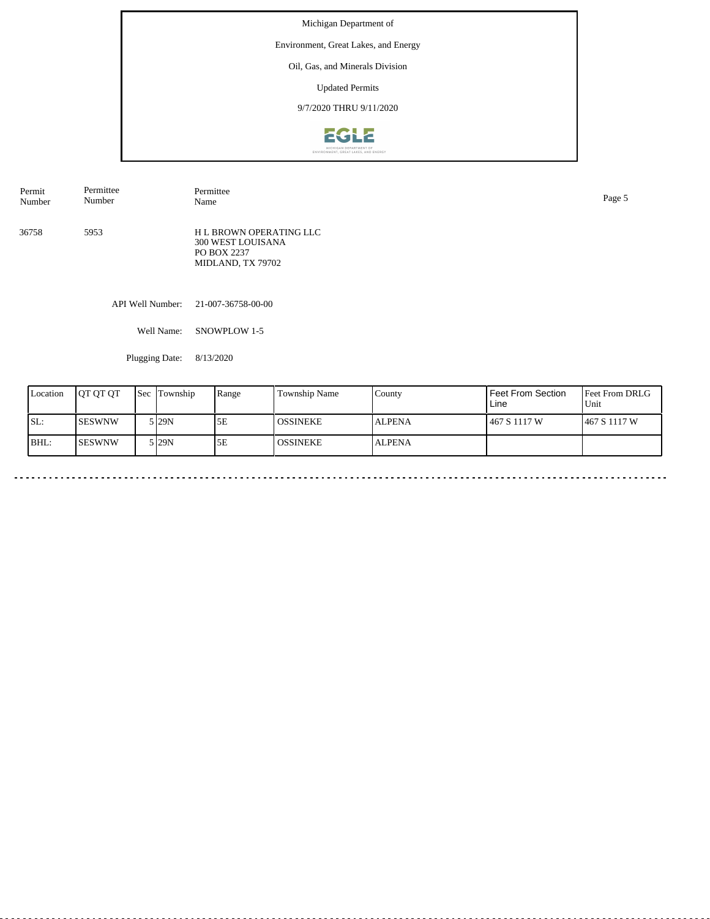Michigan Department of

Environment, Great Lakes, and Energy

Oil, Gas, and Minerals Division

Updated Permits

9/7/2020 THRU 9/11/2020

| Permit Number | Permittee Number | Permittee Name |
|---|---|---|
| 36758 | 5953 | H L BROWN OPERATING LLC<br>300 WEST LOUISANA<br>PO BOX 2237<br>MIDLAND, TX 79702 |

API Well Number: 21-007-36758-00-00

Well Name: SNOWPLOW 1-5

Plugging Date: 8/13/2020

| Location | QT QT QT | Sec | Township | Range | Township Name | County | Feet From Section Line | Feet From DRLG Unit |
|---|---|---|---|---|---|---|---|---|
| SL: | SESWNW | 5 | 29N | 5E | OSSINEKE | ALPENA | 467 S 1117 W | 467 S 1117 W |
| BHL: | SESWNW | 5 | 29N | 5E | OSSINEKE | ALPENA | | |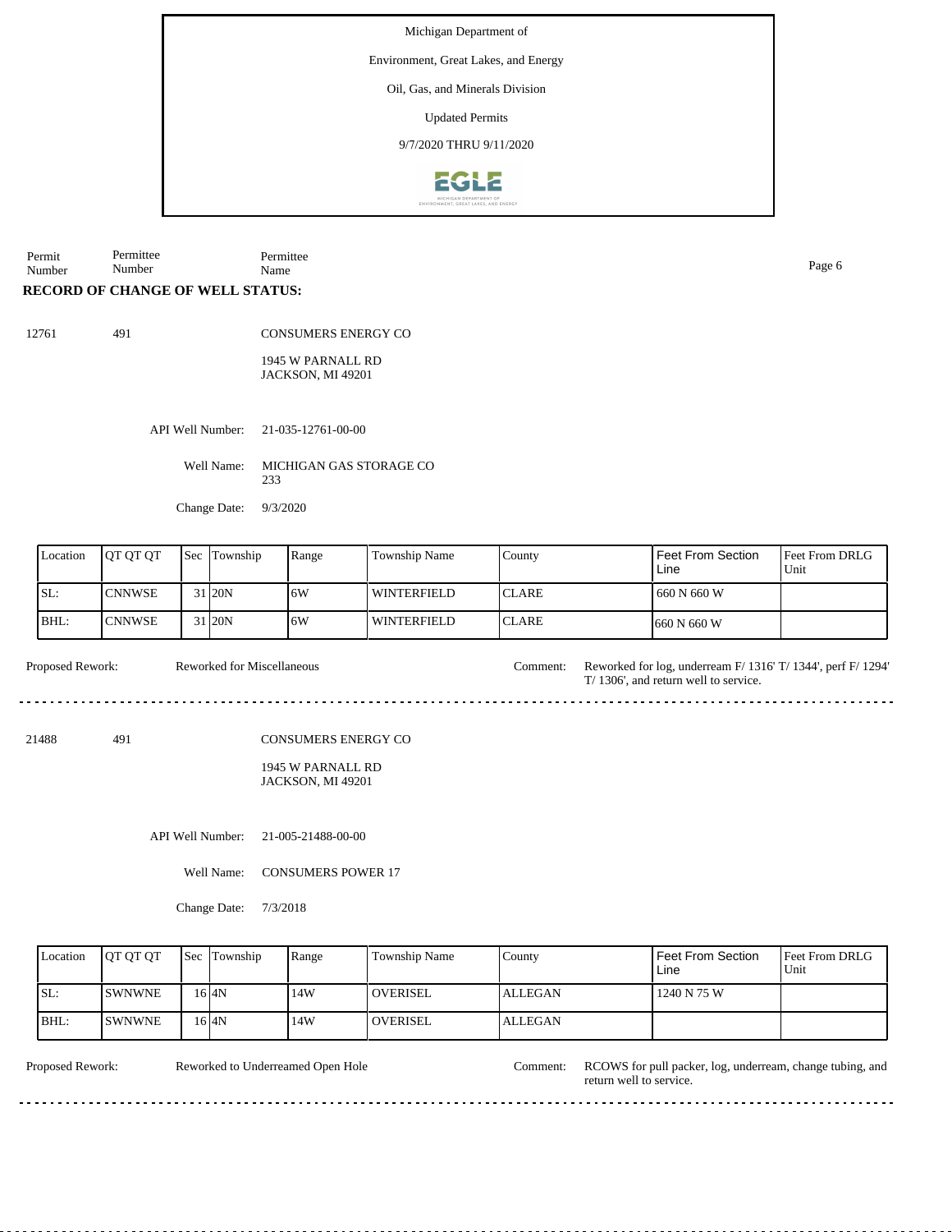Michigan Department of

Environment, Great Lakes, and Energy

Oil, Gas, and Minerals Division

Updated Permits

9/7/2020 THRU 9/11/2020

| Permit Number | Permittee Number | Permittee Name |
|---|---|---|

**RECORD OF CHANGE OF WELL STATUS:**

12761 491 CONSUMERS ENERGY CO

1945 W PARNALL RD
JACKSON, MI 49201

API Well Number: 21-035-12761-00-00

Well Name: MICHIGAN GAS STORAGE CO 233

Change Date: 9/3/2020

| Location | QT QT QT | Sec | Township | Range | Township Name | County | Feet From Section Line | Feet From DRLG Unit |
|---|---|---|---|---|---|---|---|---|
| SL: | CNNWSE | 31 | 20N | 6W | WINTERFIELD | CLARE | 660 N 660 W | |
| BHL: | CNNWSE | 31 | 20N | 6W | WINTERFIELD | CLARE | 660 N 660 W | |

Proposed Rework: Reworked for Miscellaneous

Comment: Reworked for log, underream F/ 1316' T/ 1344', perf F/ 1294' T/ 1306', and return well to service.

---

21488 491 CONSUMERS ENERGY CO

1945 W PARNALL RD
JACKSON, MI 49201

API Well Number: 21-005-21488-00-00

Well Name: CONSUMERS POWER 17

Change Date: 7/3/2018

| Location | QT QT QT | Sec | Township | Range | Township Name | County | Feet From Section Line | Feet From DRLG Unit |
|---|---|---|---|---|---|---|---|---|
| SL: | SWNWNE | 16 | 4N | 14W | OVERISEL | ALLEGAN | 1240 N 75 W | |
| BHL: | SWNWNE | 16 | 4N | 14W | OVERISEL | ALLEGAN | | |

Proposed Rework: Reworked to Underreamed Open Hole

Comment: RCOWS for pull packer, log, underream, change tubing, and return well to service.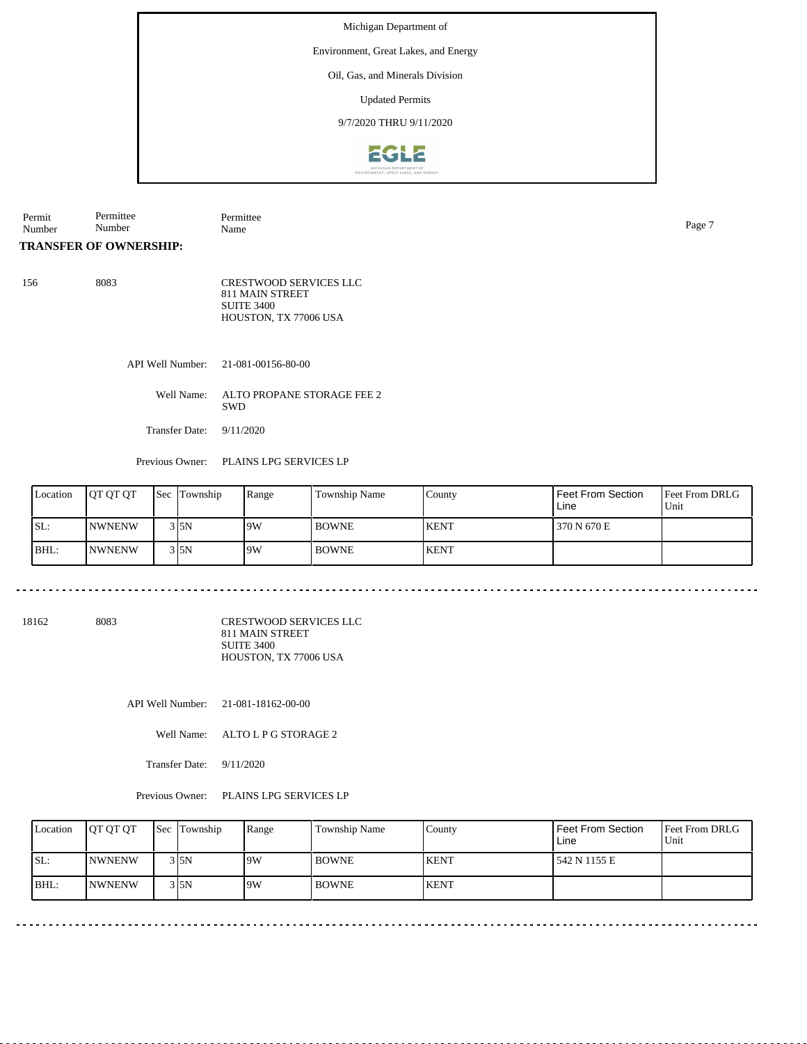Michigan Department of

Environment, Great Lakes, and Energy

Oil, Gas, and Minerals Division

Updated Permits

9/7/2020 THRU 9/11/2020

| Permit Number | Permittee Number | Permittee Name |
|---|---|---|

**TRANSFER OF OWNERSHIP:**

156 &nbsp;&nbsp;&nbsp; 8083 &nbsp;&nbsp;&nbsp; CRESTWOOD SERVICES LLC
811 MAIN STREET
SUITE 3400
HOUSTON, TX 77006 USA

API Well Number: 21-081-00156-80-00

Well Name: ALTO PROPANE STORAGE FEE 2 SWD

Transfer Date: 9/11/2020

Previous Owner: PLAINS LPG SERVICES LP

| Location | QT QT QT | Sec | Township | Range | Township Name | County | Feet From Section Line | Feet From DRLG Unit |
|---|---|---|---|---|---|---|---|---|
| SL: | NWNENW | 3 | 5N | 9W | BOWNE | KENT | 370 N 670 E | |
| BHL: | NWNENW | 3 | 5N | 9W | BOWNE | KENT | | |

---

18162 &nbsp;&nbsp;&nbsp; 8083 &nbsp;&nbsp;&nbsp; CRESTWOOD SERVICES LLC
811 MAIN STREET
SUITE 3400
HOUSTON, TX 77006 USA

API Well Number: 21-081-18162-00-00

Well Name: ALTO L P G STORAGE 2

Transfer Date: 9/11/2020

Previous Owner: PLAINS LPG SERVICES LP

| Location | QT QT QT | Sec | Township | Range | Township Name | County | Feet From Section Line | Feet From DRLG Unit |
|---|---|---|---|---|---|---|---|---|
| SL: | NWNENW | 3 | 5N | 9W | BOWNE | KENT | 542 N 1155 E | |
| BHL: | NWNENW | 3 | 5N | 9W | BOWNE | KENT | | |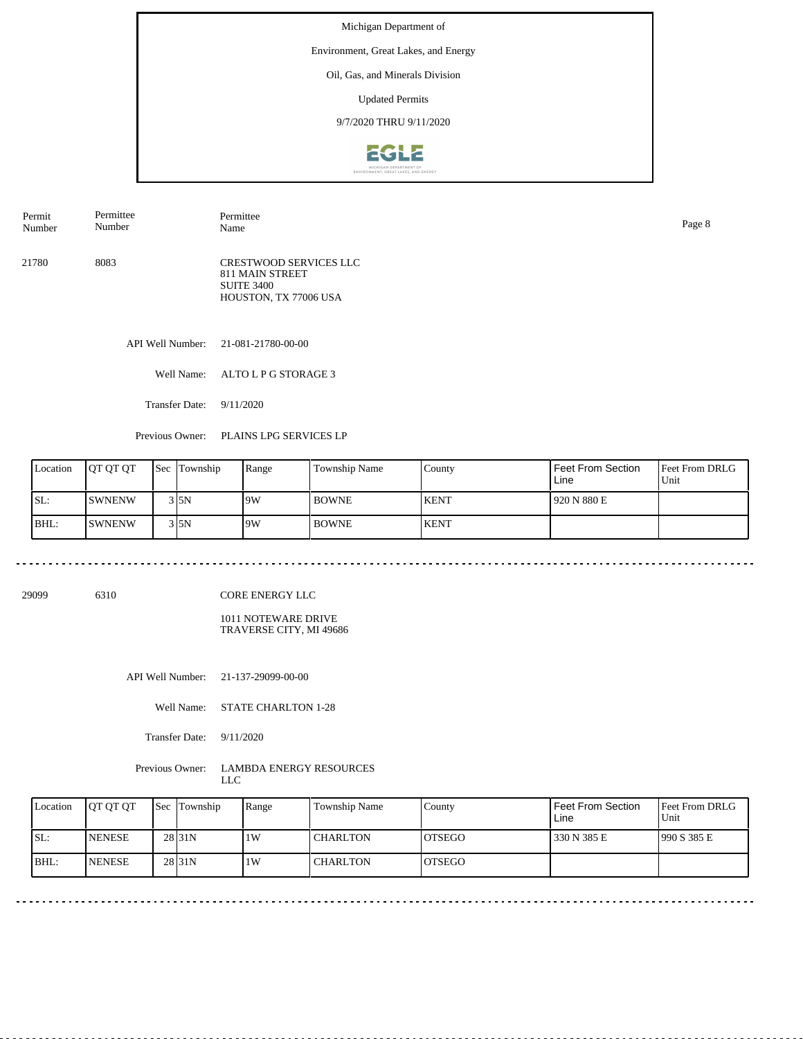Michigan Department of

Environment, Great Lakes, and Energy

Oil, Gas, and Minerals Division

Updated Permits

9/7/2020 THRU 9/11/2020

| Permit Number | Permittee Number | Permittee Name |
|---|---|---|
| 21780 | 8083 | CRESTWOOD SERVICES LLC<br>811 MAIN STREET<br>SUITE 3400<br>HOUSTON, TX 77006 USA |

API Well Number: 21-081-21780-00-00

Well Name: ALTO L P G STORAGE 3

Transfer Date: 9/11/2020

Previous Owner: PLAINS LPG SERVICES LP

| Location | QT QT QT | Sec | Township | Range | Township Name | County | Feet From Section Line | Feet From DRLG Unit |
|---|---|---|---|---|---|---|---|---|
| SL: | SWNENW | 3 | 5N | 9W | BOWNE | KENT | 920 N 880 E | |
| BHL: | SWNENW | 3 | 5N | 9W | BOWNE | KENT | | |

---

| Permit Number | Permittee Number | Permittee Name |
|---|---|---|
| 29099 | 6310 | CORE ENERGY LLC<br>1011 NOTEWARE DRIVE<br>TRAVERSE CITY, MI 49686 |

API Well Number: 21-137-29099-00-00

Well Name: STATE CHARLTON 1-28

Transfer Date: 9/11/2020

Previous Owner: LAMBDA ENERGY RESOURCES LLC

| Location | QT QT QT | Sec | Township | Range | Township Name | County | Feet From Section Line | Feet From DRLG Unit |
|---|---|---|---|---|---|---|---|---|
| SL: | NENESE | 28 | 31N | 1W | CHARLTON | OTSEGO | 330 N 385 E | 990 S 385 E |
| BHL: | NENESE | 28 | 31N | 1W | CHARLTON | OTSEGO | | |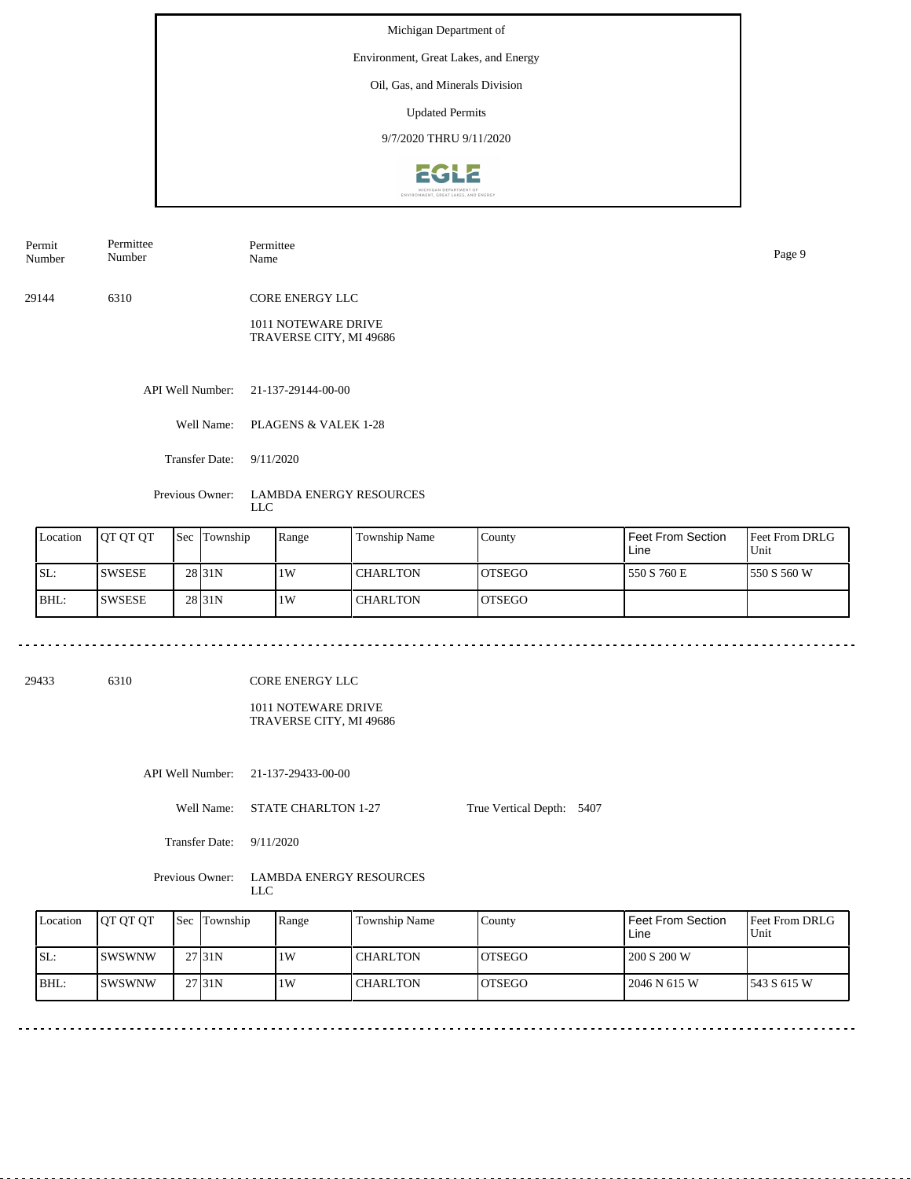Michigan Department of

Environment, Great Lakes, and Energy

Oil, Gas, and Minerals Division

Updated Permits

9/7/2020 THRU 9/11/2020

| Permit Number | Permittee Number | Permittee Name |
|---|---|---|
| 29144 | 6310 | CORE ENERGY LLC |

1011 NOTEWARE DRIVE
TRAVERSE CITY, MI 49686

API Well Number: 21-137-29144-00-00

Well Name: PLAGENS & VALEK 1-28

Transfer Date: 9/11/2020

Previous Owner: LAMBDA ENERGY RESOURCES LLC

| Location | QT QT QT | Sec | Township | Range | Township Name | County | Feet From Section Line | Feet From DRLG Unit |
|---|---|---|---|---|---|---|---|---|
| SL: | SWSESE | 28 | 31N | 1W | CHARLTON | OTSEGO | 550 S 760 E | 550 S 560 W |
| BHL: | SWSESE | 28 | 31N | 1W | CHARLTON | OTSEGO | | |

| Permit Number | Permittee Number | Permittee Name |
|---|---|---|
| 29433 | 6310 | CORE ENERGY LLC |

1011 NOTEWARE DRIVE
TRAVERSE CITY, MI 49686

API Well Number: 21-137-29433-00-00

Well Name: STATE CHARLTON 1-27 True Vertical Depth: 5407

Transfer Date: 9/11/2020

Previous Owner: LAMBDA ENERGY RESOURCES LLC

| Location | QT QT QT | Sec | Township | Range | Township Name | County | Feet From Section Line | Feet From DRLG Unit |
|---|---|---|---|---|---|---|---|---|
| SL: | SWSWNW | 27 | 31N | 1W | CHARLTON | OTSEGO | 200 S 200 W | |
| BHL: | SWSWNW | 27 | 31N | 1W | CHARLTON | OTSEGO | 2046 N 615 W | 543 S 615 W |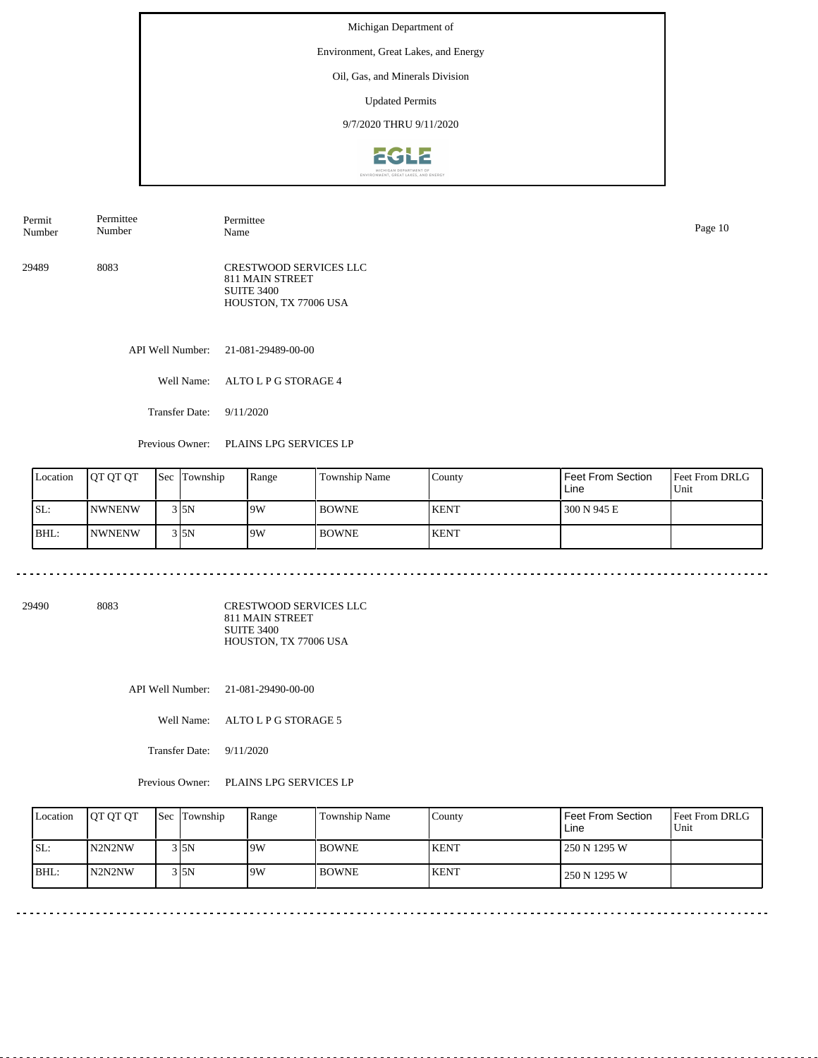Michigan Department of

Environment, Great Lakes, and Energy

Oil, Gas, and Minerals Division

Updated Permits

9/7/2020 THRU 9/11/2020

| Permit Number | Permittee Number | Permittee Name |
|---|---|---|
| 29489 | 8083 | CRESTWOOD SERVICES LLC<br>811 MAIN STREET<br>SUITE 3400<br>HOUSTON, TX 77006 USA |

API Well Number: 21-081-29489-00-00

Well Name: ALTO L P G STORAGE 4

Transfer Date: 9/11/2020

Previous Owner: PLAINS LPG SERVICES LP

| Location | QT QT QT | Sec | Township | Range | Township Name | County | Feet From Section Line | Feet From DRLG Unit |
|---|---|---|---|---|---|---|---|---|
| SL: | NWNENW | 3 | 5N | 9W | BOWNE | KENT | 300 N 945 E | |
| BHL: | NWNENW | 3 | 5N | 9W | BOWNE | KENT | | |

---

| Permit Number | Permittee Number | Permittee Name |
|---|---|---|
| 29490 | 8083 | CRESTWOOD SERVICES LLC<br>811 MAIN STREET<br>SUITE 3400<br>HOUSTON, TX 77006 USA |

API Well Number: 21-081-29490-00-00

Well Name: ALTO L P G STORAGE 5

Transfer Date: 9/11/2020

Previous Owner: PLAINS LPG SERVICES LP

| Location | QT QT QT | Sec | Township | Range | Township Name | County | Feet From Section Line | Feet From DRLG Unit |
|---|---|---|---|---|---|---|---|---|
| SL: | N2N2NW | 3 | 5N | 9W | BOWNE | KENT | 250 N 1295 W | |
| BHL: | N2N2NW | 3 | 5N | 9W | BOWNE | KENT | 250 N 1295 W | |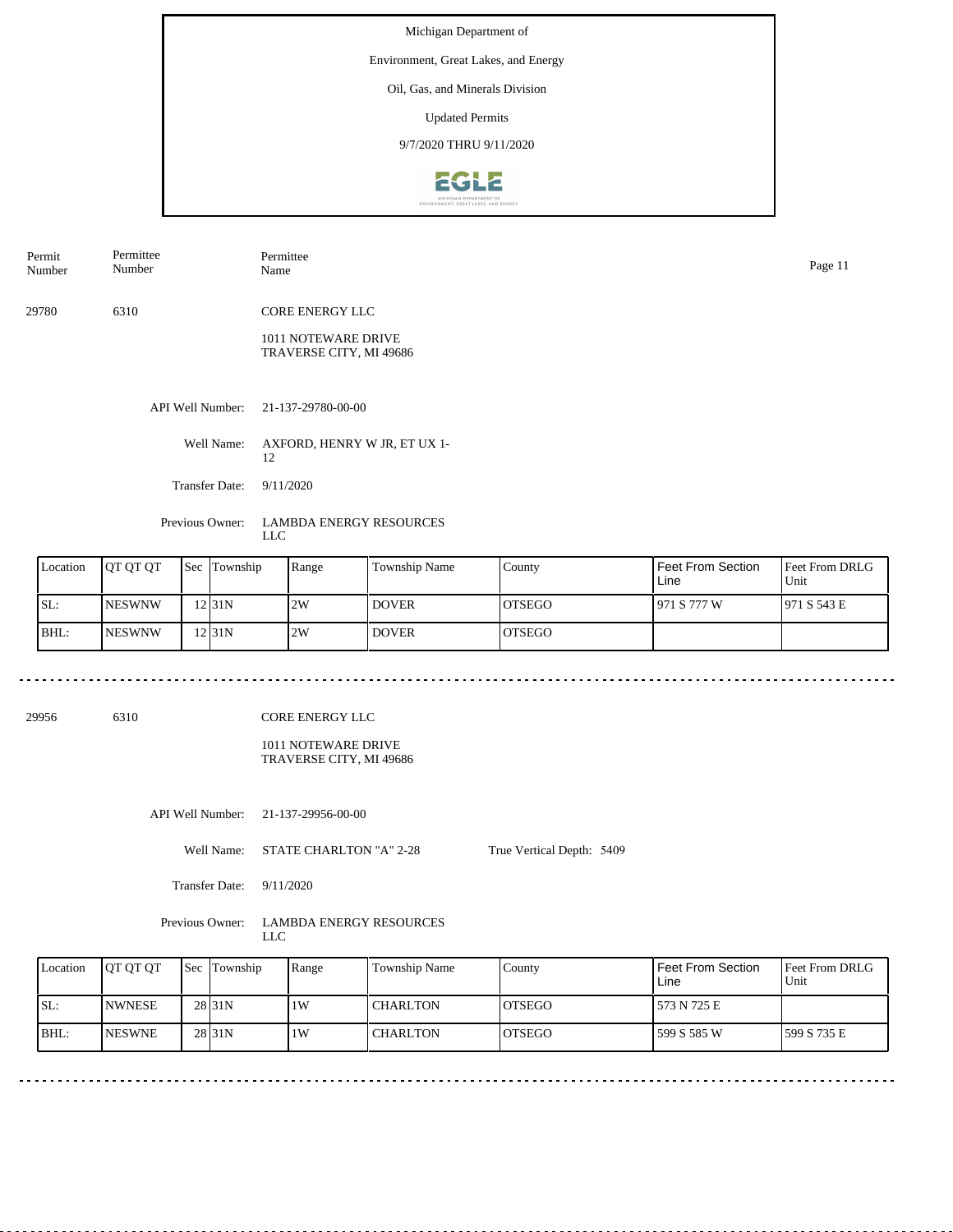Michigan Department of

Environment, Great Lakes, and Energy

Oil, Gas, and Minerals Division

Updated Permits

9/7/2020 THRU 9/11/2020

| Permit Number | Permittee Number | Permittee Name |
|---|---|---|
| 29780 | 6310 | CORE ENERGY LLC<br>1011 NOTEWARE DRIVE<br>TRAVERSE CITY, MI 49686 |

API Well Number: 21-137-29780-00-00

Well Name: AXFORD, HENRY W JR, ET UX 1-12

Transfer Date: 9/11/2020

Previous Owner: LAMBDA ENERGY RESOURCES LLC

| Location | QT QT QT | Sec | Township | Range | Township Name | County | Feet From Section Line | Feet From DRLG Unit |
|---|---|---|---|---|---|---|---|---|
| SL: | NESWNW | 12 | 31N | 2W | DOVER | OTSEGO | 971 S 777 W | 971 S 543 E |
| BHL: | NESWNW | 12 | 31N | 2W | DOVER | OTSEGO | | |

---

| Permit Number | Permittee Number | Permittee Name |
|---|---|---|
| 29956 | 6310 | CORE ENERGY LLC<br>1011 NOTEWARE DRIVE<br>TRAVERSE CITY, MI 49686 |

API Well Number: 21-137-29956-00-00

Well Name: STATE CHARLTON "A" 2-28

True Vertical Depth: 5409

Transfer Date: 9/11/2020

Previous Owner: LAMBDA ENERGY RESOURCES LLC

| Location | QT QT QT | Sec | Township | Range | Township Name | County | Feet From Section Line | Feet From DRLG Unit |
|---|---|---|---|---|---|---|---|---|
| SL: | NWNESE | 28 | 31N | 1W | CHARLTON | OTSEGO | 573 N 725 E | |
| BHL: | NESWNE | 28 | 31N | 1W | CHARLTON | OTSEGO | 599 S 585 W | 599 S 735 E |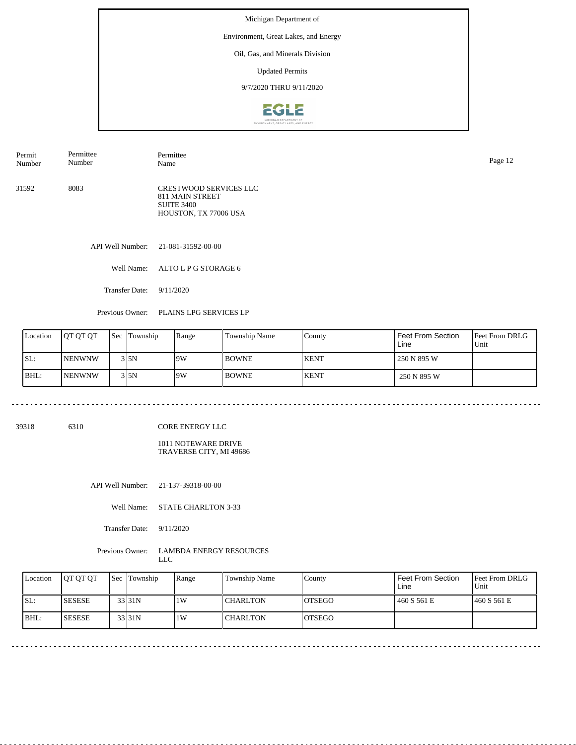Michigan Department of

Environment, Great Lakes, and Energy

Oil, Gas, and Minerals Division

Updated Permits

9/7/2020 THRU 9/11/2020

| Permit Number | Permittee Number | Permittee Name |
|---|---|---|
| 31592 | 8083 | CRESTWOOD SERVICES LLC<br>811 MAIN STREET<br>SUITE 3400<br>HOUSTON, TX 77006 USA |

API Well Number: 21-081-31592-00-00

Well Name: ALTO L P G STORAGE 6

Transfer Date: 9/11/2020

Previous Owner: PLAINS LPG SERVICES LP

| Location | QT QT QT | Sec | Township | Range | Township Name | County | Feet From Section Line | Feet From DRLG Unit |
|---|---|---|---|---|---|---|---|---|
| SL: | NENWNW | 3 | 5N | 9W | BOWNE | KENT | 250 N 895 W | |
| BHL: | NENWNW | 3 | 5N | 9W | BOWNE | KENT | 250 N 895 W | |

| Permit Number | Permittee Number | Permittee Name |
|---|---|---|
| 39318 | 6310 | CORE ENERGY LLC<br>1011 NOTEWARE DRIVE<br>TRAVERSE CITY, MI 49686 |

API Well Number: 21-137-39318-00-00

Well Name: STATE CHARLTON 3-33

Transfer Date: 9/11/2020

Previous Owner: LAMBDA ENERGY RESOURCES LLC

| Location | QT QT QT | Sec | Township | Range | Township Name | County | Feet From Section Line | Feet From DRLG Unit |
|---|---|---|---|---|---|---|---|---|
| SL: | SESESE | 33 | 31N | 1W | CHARLTON | OTSEGO | 460 S 561 E | 460 S 561 E |
| BHL: | SESESE | 33 | 31N | 1W | CHARLTON | OTSEGO | | |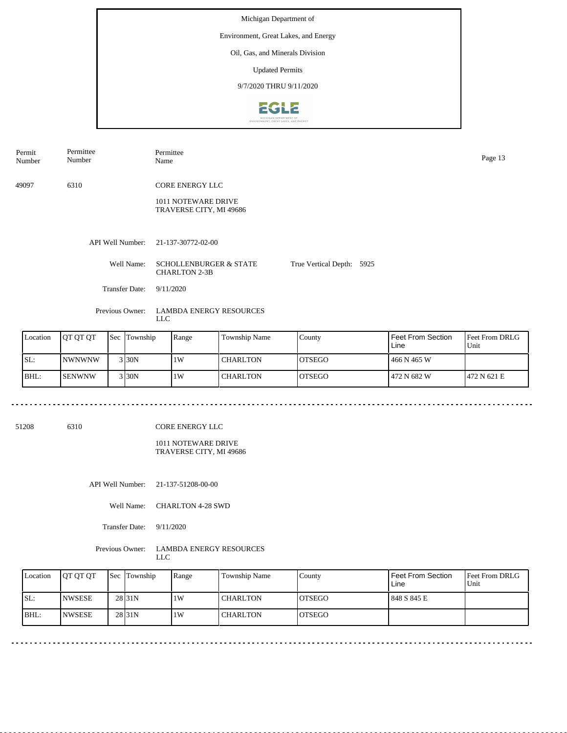Michigan Department of

Environment, Great Lakes, and Energy

Oil, Gas, and Minerals Division

Updated Permits

9/7/2020 THRU 9/11/2020

| Permit Number | Permittee Number | Permittee Name |
|---|---|---|
| 49097 | 6310 | CORE ENERGY LLC<br>1011 NOTEWARE DRIVE<br>TRAVERSE CITY, MI 49686 |

API Well Number: 21-137-30772-02-00

Well Name: SCHOLLENBURGER & STATE CHARLTON 2-3B

True Vertical Depth: 5925

Transfer Date: 9/11/2020

Previous Owner: LAMBDA ENERGY RESOURCES LLC

| Location | QT QT QT | Sec | Township | Range | Township Name | County | Feet From Section Line | Feet From DRLG Unit |
|---|---|---|---|---|---|---|---|---|
| SL: | NWNWNW | 3 | 30N | 1W | CHARLTON | OTSEGO | 466 N 465 W | |
| BHL: | SENWNW | 3 | 30N | 1W | CHARLTON | OTSEGO | 472 N 682 W | 472 N 621 E |

| Permit Number | Permittee Number | Permittee Name |
|---|---|---|
| 51208 | 6310 | CORE ENERGY LLC<br>1011 NOTEWARE DRIVE<br>TRAVERSE CITY, MI 49686 |

API Well Number: 21-137-51208-00-00

Well Name: CHARLTON 4-28 SWD

Transfer Date: 9/11/2020

Previous Owner: LAMBDA ENERGY RESOURCES LLC

| Location | QT QT QT | Sec | Township | Range | Township Name | County | Feet From Section Line | Feet From DRLG Unit |
|---|---|---|---|---|---|---|---|---|
| SL: | NWSESE | 28 | 31N | 1W | CHARLTON | OTSEGO | 848 S 845 E | |
| BHL: | NWSESE | 28 | 31N | 1W | CHARLTON | OTSEGO | | |